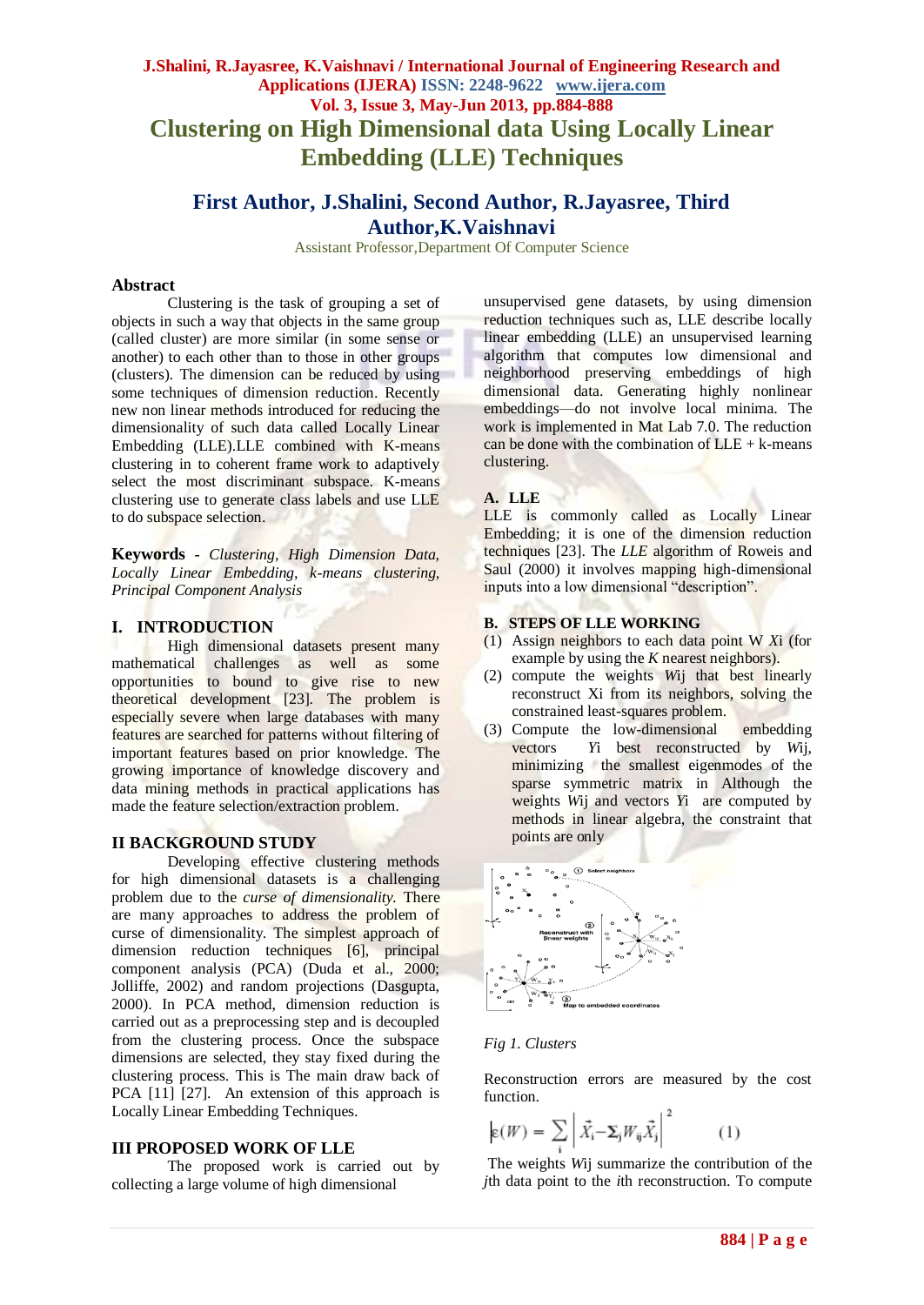# Clustering on High Dimensional data Using Locally Linear Embedding (LLE) Techniques

## First Author, J.Shalini, Second Author, R.Jayasree, Third Author,K.Vaishnavi

Assistant Professor,Department Of Computer Science

### Abstract

Clustering is the task of grouping a set of objects in such a way that objects in the same group (called cluster) are more similar (in some sense or another) to each other than to those in other groups (clusters). The dimension can be reduced by using some techniques of dimension reduction. Recently new non linear methods introduced for reducing the dimensionality of such data called Locally Linear Embedding (LLE).LLE combined with K-means clustering in to coherent frame work to adaptively select the most discriminant subspace. K-means clustering use to generate class labels and use LLE to do subspace selection.

**Keywords** - *Clustering, High Dimension Data, Locally Linear Embedding, k-means clustering, Principal Component Analysis*

## I. INTRODUCTION

High dimensional datasets present many mathematical challenges as well as some opportunities to bound to give rise to new theoretical development [23]. The problem is especially severe when large databases with many features are searched for patterns without filtering of important features based on prior knowledge. The growing importance of knowledge discovery and data mining methods in practical applications has made the feature selection/extraction problem.

## II BACKGROUND STUDY

Developing effective clustering methods for high dimensional datasets is a challenging problem due to the *curse of dimensionality.* There are many approaches to address the problem of curse of dimensionality. The simplest approach of dimension reduction techniques [6], principal component analysis (PCA) (Duda et al., 2000; Jolliffe, 2002) and random projections (Dasgupta, 2000). In PCA method, dimension reduction is carried out as a preprocessing step and is decoupled from the clustering process. Once the subspace dimensions are selected, they stay fixed during the clustering process. This is The main draw back of PCA [11] [27]. An extension of this approach is Locally Linear Embedding Techniques.

## III PROPOSED WORK OF LLE

The proposed work is carried out by collecting a large volume of high dimensional unsupervised gene datasets, by using dimension reduction techniques such as, LLE describe locally linear embedding (LLE) an unsupervised learning algorithm that computes low dimensional and neighborhood preserving embeddings of high dimensional data. Generating highly nonlinear embeddings—do not involve local minima. The work is implemented in Mat Lab 7.0. The reduction can be done with the combination of LLE + k-means clustering.

### A. LLE

LLE is commonly called as Locally Linear Embedding; it is one of the dimension reduction techniques [23]. The *LLE* algorithm of Roweis and Saul (2000) it involves mapping high-dimensional inputs into a low dimensional "description".

### B. STEPS OF LLE WORKING

(1) Assign neighbors to each data point W $X_i$ (for example by using the *K* nearest neighbors).

(2) compute the weights $W_{ij}$ that best linearly reconstruct $X_i$ from its neighbors, solving the constrained least-squares problem.

(3) Compute the low-dimensional embedding vectors $Y_i$ best reconstructed by $W_{ij}$, minimizing the smallest eigenmodes of the sparse symmetric matrix in Although the weights $W_{ij}$ and vectors $Y_i$ are computed by methods in linear algebra, the constraint that points are only

*Fig 1. Clusters*

Reconstruction errors are measured by the cost function.

$$\varepsilon(W) = \sum_i \left| \vec{X}_i - \Sigma_j W_{ij} \vec{X}_j \right|^2 \qquad (1)$$

The weights $W_{ij}$ summarize the contribution of the *j*th data point to the *i*th reconstruction. To compute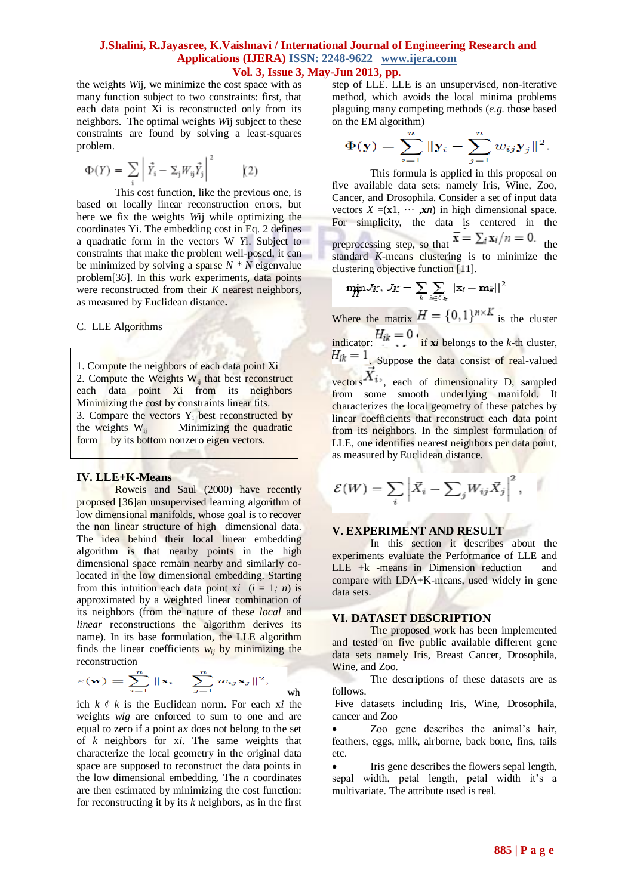the weights $W$ij, we minimize the cost space with as many function subject to two constraints: first, that each data point Xi is reconstructed only from its neighbors. The optimal weights $W$ij subject to these constraints are found by solving a least-squares problem.

$$\Phi(Y) = \sum_i \left| \vec{Y}_i - \Sigma_j W_{ij} \vec{Y}_j \right|^2 \qquad (2)$$

This cost function, like the previous one, is based on locally linear reconstruction errors, but here we fix the weights $W$ij while optimizing the coordinates Yi. The embedding cost in Eq. 2 defines a quadratic form in the vectors W *Yi*. Subject to constraints that make the problem well-posed, it can be minimized by solving a sparse $N * N$ eigenvalue problem[36]. In this work experiments, data points were reconstructed from their $K$ nearest neighbors, as measured by Euclidean distance**.**

C. LLE Algorithms

1. Compute the neighbors of each data point Xi
2. Compute the Weights $W_{ij}$ that best reconstruct each data point Xi from its neighbors Minimizing the cost by constraints linear fits.
3. Compare the vectors $Y_i$ best reconstructed by the weights $W_{ij}$ Minimizing the quadratic form by its bottom nonzero eigen vectors.

## IV. LLE+K-Means

Roweis and Saul (2000) have recently proposed [36]an unsupervised learning algorithm of low dimensional manifolds, whose goal is to recover the non linear structure of high dimensional data. The idea behind their local linear embedding algorithm is that nearby points in the high dimensional space remain nearby and similarly co-located in the low dimensional embedding. Starting from this intuition each data point $x_i$ $(i = 1; n)$ is approximated by a weighted linear combination of its neighbors (from the nature of these *local* and *linear* reconstructions the algorithm derives its name). In its base formulation, the LLE algorithm finds the linear coefficients $w_{ij}$ by minimizing the reconstruction

$$\varepsilon(\mathbf{w}) = \sum_{i=1}^{n} ||\mathbf{x}_i - \sum_{j=1}^{n} w_{ij}\mathbf{x}_j||^2,$$

which $k$ ¢ $k$ is the Euclidean norm. For each $xi$ the weights $wig$ are enforced to sum to one and are equal to zero if a point $ax$ does not belong to the set of $k$ neighbors for $xi$. The same weights that characterize the local geometry in the original data space are supposed to reconstruct the data points in the low dimensional embedding. The $n$ coordinates are then estimated by minimizing the cost function: for reconstructing it by its $k$ neighbors, as in the first step of LLE. LLE is an unsupervised, non-iterative method, which avoids the local minima problems plaguing many competing methods (*e.g.* those based on the EM algorithm)

$$\Phi(\mathbf{y}) = \sum_{i=1}^{n} ||\mathbf{y}_i - \sum_{j=1}^{n} w_{ij}\mathbf{y}_j||^2.$$

This formula is applied in this proposal on five available data sets: namely Iris, Wine, Zoo, Cancer, and Drosophila. Consider a set of input data vectors $X = (\mathbf{x}1, \cdots, \mathbf{x}n)$ in high dimensional space. For simplicity, the data is centered in the preprocessing step, so that $\bar{\mathbf{x}} = \sum_i \mathbf{x}_i / n = 0.$ the standard $K$-means clustering is to minimize the clustering objective function [11].

$$\min_H J_K, \; J_K = \sum_k \sum_{i \in C_k} ||\mathbf{x}_i - \mathbf{m}_k||^2$$

Where the matrix $H = \{0,1\}^{n \times K}$ is the cluster indicator: $H_{ik} = 0$ if $\mathbf{x}i$ belongs to the $k$-th cluster, $H_{ik} = 1$. Suppose the data consist of real-valued vectors $\vec{X}_i$, each of dimensionality D, sampled from some smooth underlying manifold. It characterizes the local geometry of these patches by linear coefficients that reconstruct each data point from its neighbors. In the simplest formulation of LLE, one identifies nearest neighbors per data point, as measured by Euclidean distance.

$$\mathcal{E}(W) = \sum_i \left| \vec{X}_i - \sum_j W_{ij} \vec{X}_j \right|^2,$$

## V. EXPERIMENT AND RESULT

In this section it describes about the experiments evaluate the Performance of LLE and LLE +k -means in Dimension reduction and compare with LDA+K-means, used widely in gene data sets.

## VI. DATASET DESCRIPTION

The proposed work has been implemented and tested on five public available different gene data sets namely Iris, Breast Cancer, Drosophila, Wine, and Zoo.

The descriptions of these datasets are as follows.

Five datasets including Iris, Wine, Drosophila, cancer and Zoo

- Zoo gene describes the animal's hair, feathers, eggs, milk, airborne, back bone, fins, tails etc.
- Iris gene describes the flowers sepal length, sepal width, petal length, petal width it's a multivariate. The attribute used is real.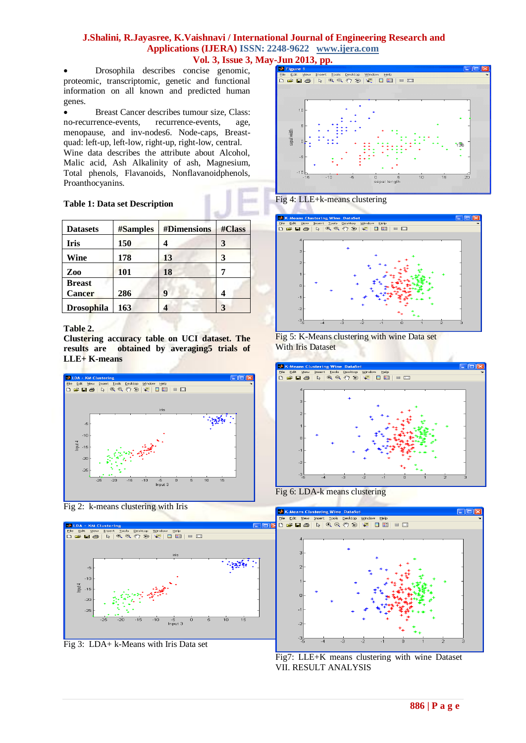- Drosophila describes concise genomic, proteomic, transcriptomic, genetic and functional information on all known and predicted human genes.
- Breast Cancer describes tumour size, Class: no-recurrence-events, recurrence-events, age, menopause, and inv-nodes6. Node-caps, Breast-quad: left-up, left-low, right-up, right-low, central.

Wine data describes the attribute about Alcohol, Malic acid, Ash Alkalinity of ash, Magnesium, Total phenols, Flavanoids, Nonflavanoidphenols, Proanthocyanins.

**Table 1: Data set Description**

| Datasets | #Samples | #Dimensions | #Class |
|---|---|---|---|
| Iris | 150 | 4 | 3 |
| Wine | 178 | 13 | 3 |
| Zoo | 101 | 18 | 7 |
| Breast Cancer | 286 | 9 | 4 |
| Drosophila | 163 | 4 | 3 |

**Table 2.**
**Clustering accuracy table on UCI dataset. The results are obtained by averaging5 trials of LLE+ K-means**

Fig 2: k-means clustering with Iris

Fig 3: LDA+ k-Means with Iris Data set

Fig 4: LLE+k-means clustering

Fig 5: K-Means clustering with wine Data set With Iris Dataset

Fig 6: LDA-k means clustering

Fig7: LLE+K means clustering with wine Dataset

VII. RESULT ANALYSIS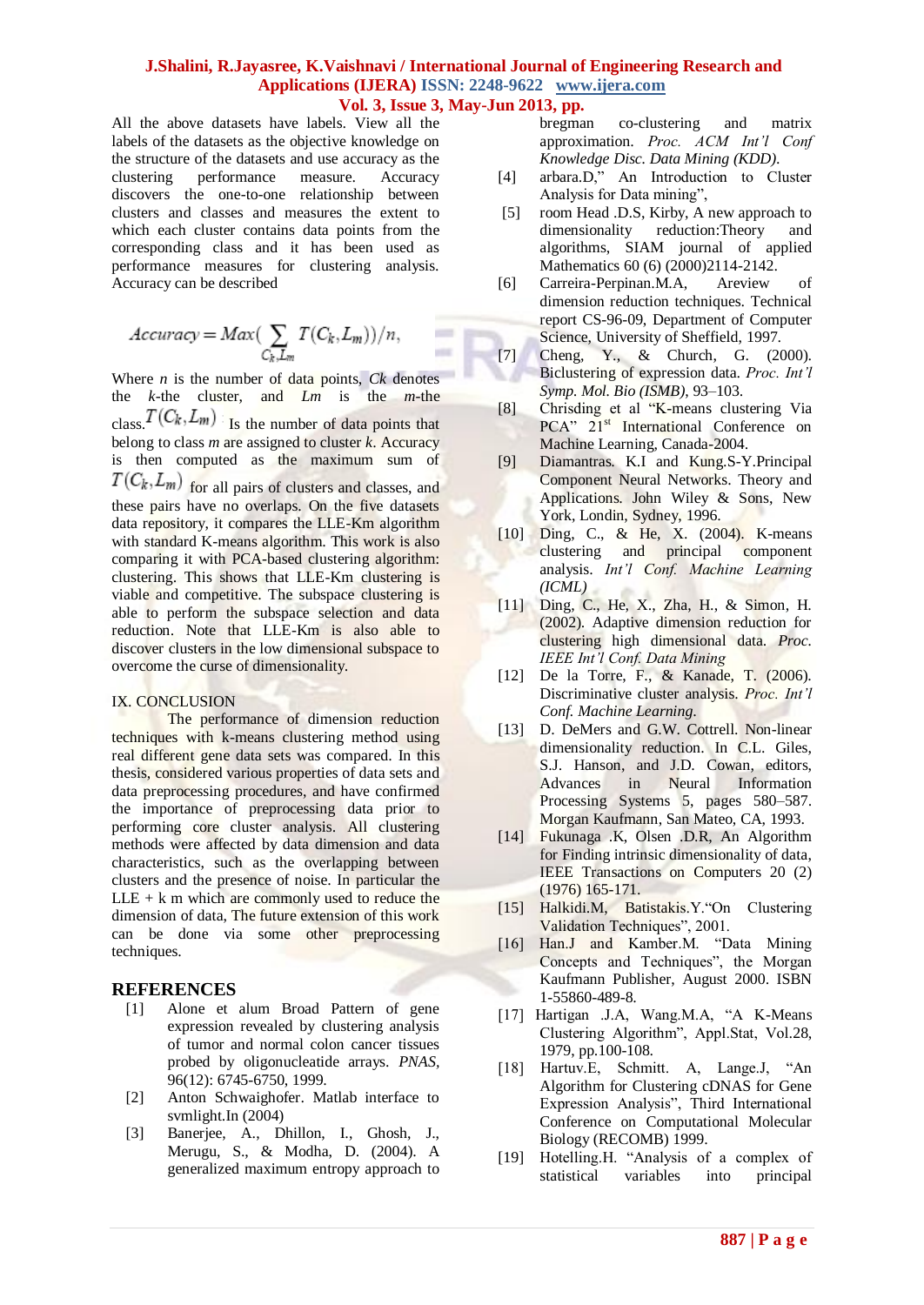All the above datasets have labels. View all the labels of the datasets as the objective knowledge on the structure of the datasets and use accuracy as the clustering performance measure. Accuracy discovers the one-to-one relationship between clusters and classes and measures the extent to which each cluster contains data points from the corresponding class and it has been used as performance measures for clustering analysis. Accuracy can be described

$$Accuracy = Max(\sum_{C_k, L_m} T(C_k, L_m))/n,$$

Where $n$ is the number of data points, $Ck$ denotes the $k$-the cluster, and $Lm$ is the $m$-the class. $T(C_k, L_m)$ Is the number of data points that belong to class $m$ are assigned to cluster $k$. Accuracy is then computed as the maximum sum of $T(C_k, L_m)$ for all pairs of clusters and classes, and these pairs have no overlaps. On the five datasets data repository, it compares the LLE-Km algorithm with standard K-means algorithm. This work is also comparing it with PCA-based clustering algorithm: clustering. This shows that LLE-Km clustering is viable and competitive. The subspace clustering is able to perform the subspace selection and data reduction. Note that LLE-Km is also able to discover clusters in the low dimensional subspace to overcome the curse of dimensionality.

## IX. CONCLUSION

The performance of dimension reduction techniques with k-means clustering method using real different gene data sets was compared. In this thesis, considered various properties of data sets and data preprocessing procedures, and have confirmed the importance of preprocessing data prior to performing core cluster analysis. All clustering methods were affected by data dimension and data characteristics, such as the overlapping between clusters and the presence of noise. In particular the LLE + k m which are commonly used to reduce the dimension of data, The future extension of this work can be done via some other preprocessing techniques.

## REFERENCES

[1] Alone et alum Broad Pattern of gene expression revealed by clustering analysis of tumor and normal colon cancer tissues probed by oligonucleatide arrays. *PNAS*, 96(12): 6745-6750, 1999.

[2] Anton Schwaighofer. Matlab interface to svmlight.In (2004)

[3] Banerjee, A., Dhillon, I., Ghosh, J., Merugu, S., & Modha, D. (2004). A generalized maximum entropy approach to bregman co-clustering and matrix approximation. *Proc. ACM Int'l Conf Knowledge Disc. Data Mining (KDD).*

[4] arbara.D," An Introduction to Cluster Analysis for Data mining",

[5] room Head .D.S, Kirby, A new approach to dimensionality reduction:Theory and algorithms, SIAM journal of applied Mathematics 60 (6) (2000)2114-2142.

[6] Carreira-Perpinan.M.A, Areview of dimension reduction techniques. Technical report CS-96-09, Department of Computer Science, University of Sheffield, 1997.

[7] Cheng, Y., & Church, G. (2000). Biclustering of expression data. *Proc. Int'l Symp. Mol. Bio (ISMB)*, 93–103.

[8] Chrisding et al "K-means clustering Via PCA" 21st International Conference on Machine Learning, Canada-2004.

[9] Diamantras. K.I and Kung.S-Y.Principal Component Neural Networks. Theory and Applications. John Wiley & Sons, New York, Londin, Sydney, 1996.

[10] Ding, C., & He, X. (2004). K-means clustering and principal component analysis. *Int'l Conf. Machine Learning (ICML)*

[11] Ding, C., He, X., Zha, H., & Simon, H. (2002). Adaptive dimension reduction for clustering high dimensional data. *Proc. IEEE Int'l Conf. Data Mining*

[12] De la Torre, F., & Kanade, T. (2006). Discriminative cluster analysis. *Proc. Int'l Conf. Machine Learning.*

[13] D. DeMers and G.W. Cottrell. Non-linear dimensionality reduction. In C.L. Giles, S.J. Hanson, and J.D. Cowan, editors, Advances in Neural Information Processing Systems 5, pages 580–587. Morgan Kaufmann, San Mateo, CA, 1993.

[14] Fukunaga .K, Olsen .D.R, An Algorithm for Finding intrinsic dimensionality of data, IEEE Transactions on Computers 20 (2) (1976) 165-171.

[15] Halkidi.M, Batistakis.Y."On Clustering Validation Techniques", 2001.

[16] Han.J and Kamber.M. "Data Mining Concepts and Techniques", the Morgan Kaufmann Publisher, August 2000. ISBN 1-55860-489-8.

[17] Hartigan .J.A, Wang.M.A, "A K-Means Clustering Algorithm", Appl.Stat, Vol.28, 1979, pp.100-108.

[18] Hartuv.E, Schmitt. A, Lange.J, "An Algorithm for Clustering cDNAS for Gene Expression Analysis", Third International Conference on Computational Molecular Biology (RECOMB) 1999.

[19] Hotelling.H. "Analysis of a complex of statistical variables into principal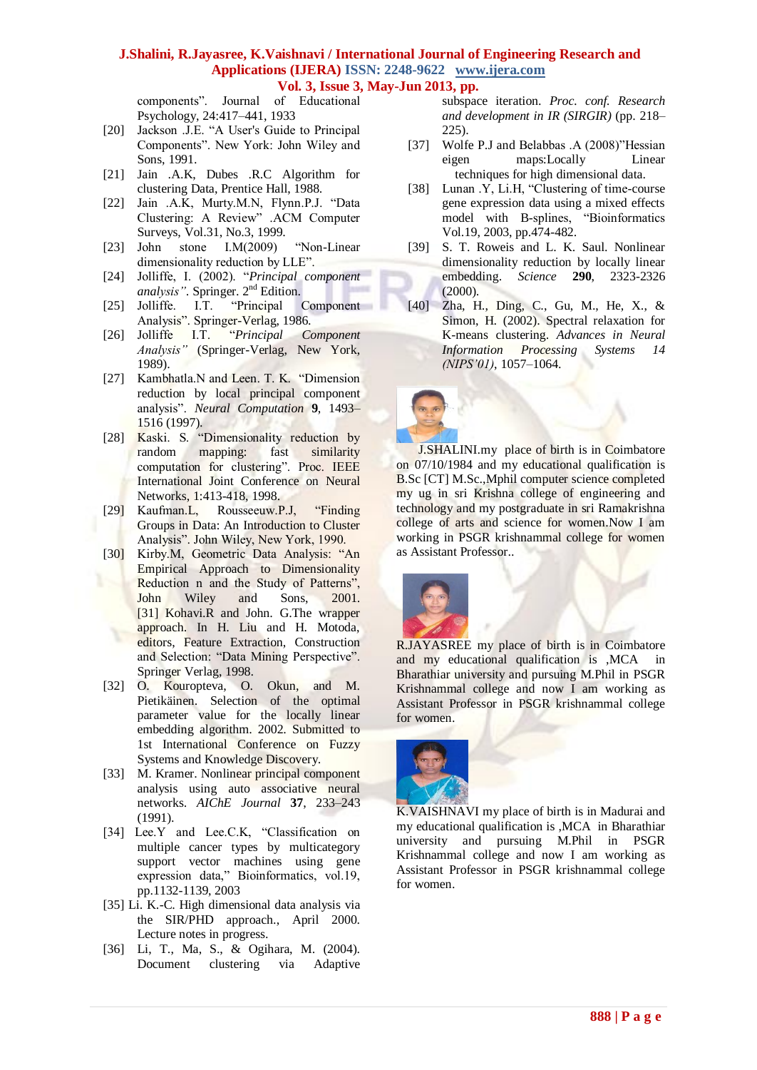components". Journal of Educational Psychology, 24:417–441, 1933

[20] Jackson .J.E. "A User's Guide to Principal Components". New York: John Wiley and Sons, 1991.

[21] Jain .A.K, Dubes .R.C Algorithm for clustering Data, Prentice Hall, 1988.

[22] Jain .A.K, Murty.M.N, Flynn.P.J. "Data Clustering: A Review" .ACM Computer Surveys, Vol.31, No.3, 1999.

[23] John stone I.M(2009) "Non-Linear dimensionality reduction by LLE".

[24] Jolliffe, I. (2002). "*Principal component analysis"*. Springer. 2nd Edition.

[25] Jolliffe. I.T. "Principal Component Analysis". Springer-Verlag, 1986.

[26] Jolliffe I.T. "*Principal Component Analysis"* (Springer-Verlag, New York, 1989).

[27] Kambhatla.N and Leen. T. K. "Dimension reduction by local principal component analysis". *Neural Computation* **9**, 1493–1516 (1997).

[28] Kaski. S. "Dimensionality reduction by random mapping: fast similarity computation for clustering". Proc. IEEE International Joint Conference on Neural Networks, 1:413-418, 1998.

[29] Kaufman.L, Rousseeuw.P.J, "Finding Groups in Data: An Introduction to Cluster Analysis". John Wiley, New York, 1990.

[30] Kirby.M, Geometric Data Analysis: "An Empirical Approach to Dimensionality Reduction n and the Study of Patterns", John Wiley and Sons, 2001.

[31] Kohavi.R and John. G.The wrapper approach. In H. Liu and H. Motoda, editors, Feature Extraction, Construction and Selection: "Data Mining Perspective". Springer Verlag, 1998.

[32] O. Kouropteva, O. Okun, and M. Pietikäinen. Selection of the optimal parameter value for the locally linear embedding algorithm. 2002. Submitted to 1st International Conference on Fuzzy Systems and Knowledge Discovery.

[33] M. Kramer. Nonlinear principal component analysis using auto associative neural networks. *AIChE Journal* **37**, 233–243 (1991).

[34] Lee.Y and Lee.C.K, "Classification on multiple cancer types by multicategory support vector machines using gene expression data," Bioinformatics, vol.19, pp.1132-1139, 2003

[35] Li. K.-C. High dimensional data analysis via the SIR/PHD approach., April 2000. Lecture notes in progress.

[36] Li, T., Ma, S., & Ogihara, M. (2004). Document clustering via Adaptive subspace iteration. *Proc. conf. Research and development in IR (SIRGIR)* (pp. 218–225).

[37] Wolfe P.J and Belabbas .A (2008)"Hessian eigen maps:Locally Linear techniques for high dimensional data.

[38] Lunan .Y, Li.H, "Clustering of time-course gene expression data using a mixed effects model with B-splines, "Bioinformatics Vol.19, 2003, pp.474-482.

[39] S. T. Roweis and L. K. Saul. Nonlinear dimensionality reduction by locally linear embedding. *Science* **290**, 2323-2326 (2000).

[40] Zha, H., Ding, C., Gu, M., He, X., & Simon, H. (2002). Spectral relaxation for K-means clustering. *Advances in Neural Information Processing Systems 14 (NIPS'01)*, 1057–1064.

J.SHALINI.my place of birth is in Coimbatore on 07/10/1984 and my educational qualification is B.Sc [CT] M.Sc.,Mphil computer science completed my ug in sri Krishna college of engineering and technology and my postgraduate in sri Ramakrishna college of arts and science for women.Now I am working in PSGR krishnammal college for women as Assistant Professor..

R.JAYASREE my place of birth is in Coimbatore and my educational qualification is ,MCA in Bharathiar university and pursuing M.Phil in PSGR Krishnammal college and now I am working as Assistant Professor in PSGR krishnammal college for women.

K.VAISHNAVI my place of birth is in Madurai and my educational qualification is ,MCA in Bharathiar university and pursuing M.Phil in PSGR Krishnammal college and now I am working as Assistant Professor in PSGR krishnammal college for women.